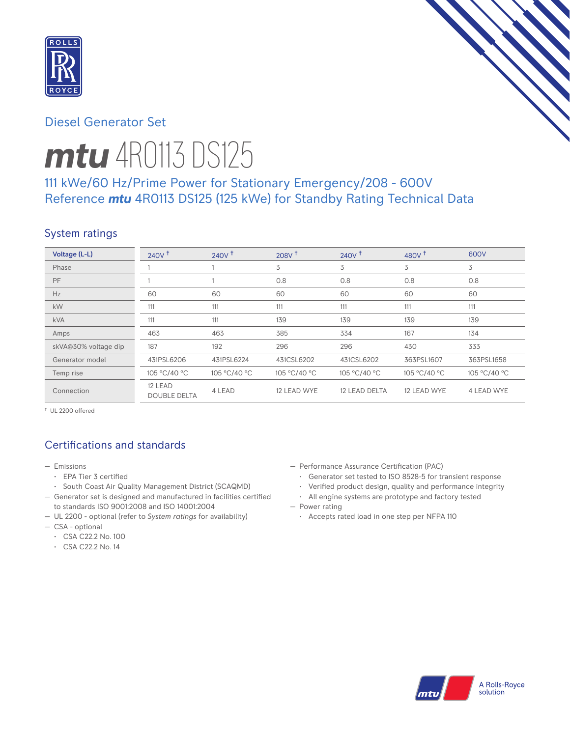Diesel Generator Set

# mtu 4R0113 DS125

## 111 kWe/60 Hz/Prime Power for Stationary Emergency/208 - 600V
## Reference mtu 4R0113 DS125 (125 kWe) for Standby Rating Technical Data

## System ratings

| Voltage (L-L) | 240V † | 240V † | 208V † | 240V † | 480V † | 600V |
|---|---|---|---|---|---|---|
| Phase | 1 | 1 | 3 | 3 | 3 | 3 |
| PF | 1 | 1 | 0.8 | 0.8 | 0.8 | 0.8 |
| Hz | 60 | 60 | 60 | 60 | 60 | 60 |
| kW | 111 | 111 | 111 | 111 | 111 | 111 |
| kVA | 111 | 111 | 139 | 139 | 139 | 139 |
| Amps | 463 | 463 | 385 | 334 | 167 | 134 |
| skVA@30% voltage dip | 187 | 192 | 296 | 296 | 430 | 333 |
| Generator model | 431PSL6206 | 431PSL6224 | 431CSL6202 | 431CSL6202 | 363PSL1607 | 363PSL1658 |
| Temp rise | 105 °C/40 °C | 105 °C/40 °C | 105 °C/40 °C | 105 °C/40 °C | 105 °C/40 °C | 105 °C/40 °C |
| Connection | 12 LEAD DOUBLE DELTA | 4 LEAD | 12 LEAD WYE | 12 LEAD DELTA | 12 LEAD WYE | 4 LEAD WYE |

† UL 2200 offered

## Certifications and standards

- Emissions
  - EPA Tier 3 certified
  - South Coast Air Quality Management District (SCAQMD)
- Generator set is designed and manufactured in facilities certified to standards ISO 9001:2008 and ISO 14001:2004
- UL 2200 - optional (refer to *System ratings* for availability)
- CSA - optional
  - CSA C22.2 No. 100
  - CSA C22.2 No. 14
- Performance Assurance Certification (PAC)
  - Generator set tested to ISO 8528-5 for transient response
  - Verified product design, quality and performance integrity
  - All engine systems are prototype and factory tested
- Power rating
  - Accepts rated load in one step per NFPA 110

A Rolls-Royce solution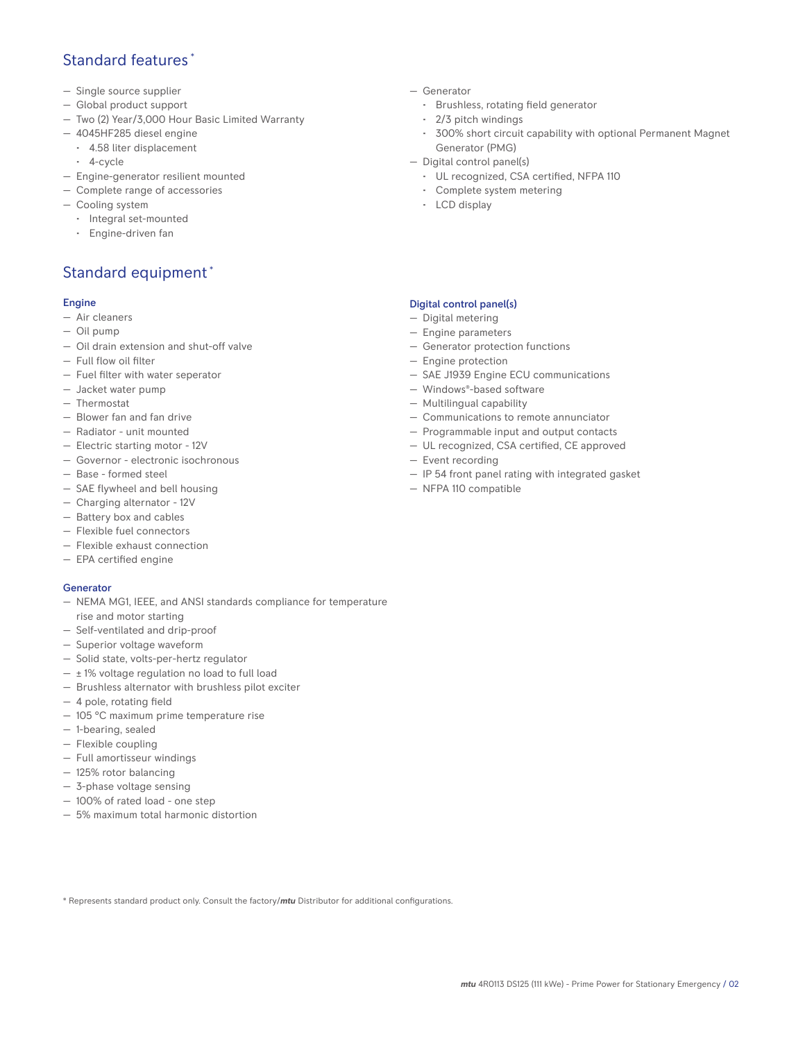## Standard features *

- Single source supplier
- Global product support
- Two (2) Year/3,000 Hour Basic Limited Warranty
- 4045HF285 diesel engine
  - 4.58 liter displacement
  - 4-cycle
- Engine-generator resilient mounted
- Complete range of accessories
- Cooling system
  - Integral set-mounted
  - Engine-driven fan
- Generator
  - Brushless, rotating field generator
  - 2/3 pitch windings
  - 300% short circuit capability with optional Permanent Magnet Generator (PMG)
- Digital control panel(s)
  - UL recognized, CSA certified, NFPA 110
  - Complete system metering
  - LCD display

## Standard equipment *

### Engine

- Air cleaners
- Oil pump
- Oil drain extension and shut-off valve
- Full flow oil filter
- Fuel filter with water seperator
- Jacket water pump
- Thermostat
- Blower fan and fan drive
- Radiator - unit mounted
- Electric starting motor - 12V
- Governor - electronic isochronous
- Base - formed steel
- SAE flywheel and bell housing
- Charging alternator - 12V
- Battery box and cables
- Flexible fuel connectors
- Flexible exhaust connection
- EPA certified engine

### Generator

- NEMA MG1, IEEE, and ANSI standards compliance for temperature rise and motor starting
- Self-ventilated and drip-proof
- Superior voltage waveform
- Solid state, volts-per-hertz regulator
- ± 1% voltage regulation no load to full load
- Brushless alternator with brushless pilot exciter
- 4 pole, rotating field
- 105 °C maximum prime temperature rise
- 1-bearing, sealed
- Flexible coupling
- Full amortisseur windings
- 125% rotor balancing
- 3-phase voltage sensing
- 100% of rated load - one step
- 5% maximum total harmonic distortion

### Digital control panel(s)

- Digital metering
- Engine parameters
- Generator protection functions
- Engine protection
- SAE J1939 Engine ECU communications
- Windows®-based software
- Multilingual capability
- Communications to remote annunciator
- Programmable input and output contacts
- UL recognized, CSA certified, CE approved
- Event recording
- IP 54 front panel rating with integrated gasket
- NFPA 110 compatible

* Represents standard product only. Consult the factory/*mtu* Distributor for additional configurations.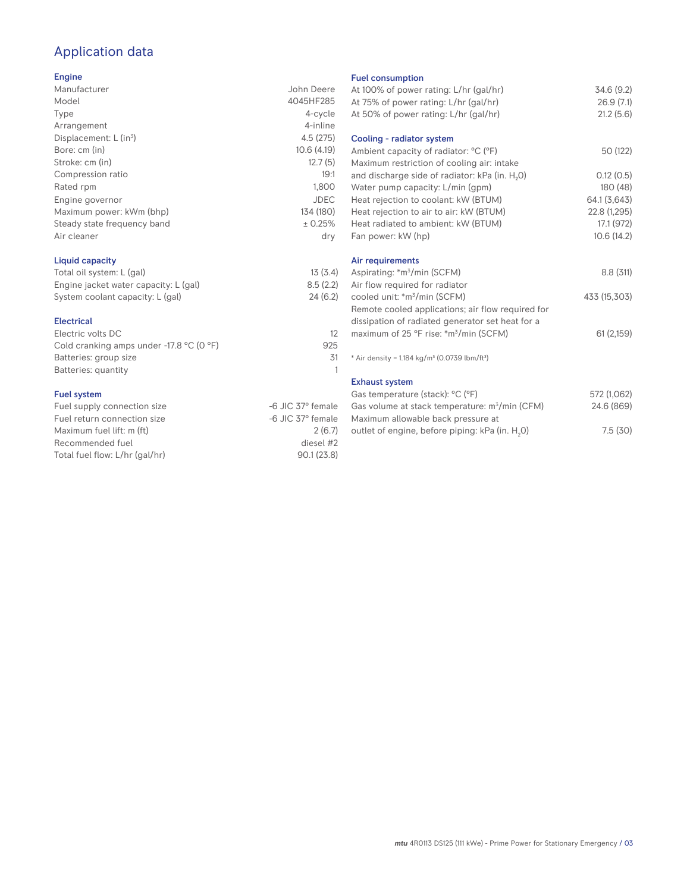# Application data

## Engine

| | |
|---|---|
| Manufacturer | John Deere |
| Model | 4045HF285 |
| Type | 4-cycle |
| Arrangement | 4-inline |
| Displacement: L ($in^3$) | 4.5 (275) |
| Bore: cm (in) | 10.6 (4.19) |
| Stroke: cm (in) | 12.7 (5) |
| Compression ratio | 19:1 |
| Rated rpm | 1,800 |
| Engine governor | JDEC |
| Maximum power: kWm (bhp) | 134 (180) |
| Steady state frequency band | ± 0.25% |
| Air cleaner | dry |

## Liquid capacity

| | |
|---|---|
| Total oil system: L (gal) | 13 (3.4) |
| Engine jacket water capacity: L (gal) | 8.5 (2.2) |
| System coolant capacity: L (gal) | 24 (6.2) |

## Electrical

| | |
|---|---|
| Electric volts DC | 12 |
| Cold cranking amps under -17.8 °C (0 °F) | 925 |
| Batteries: group size | 31 |
| Batteries: quantity | 1 |

## Fuel system

| | |
|---|---|
| Fuel supply connection size | -6 JIC 37° female |
| Fuel return connection size | -6 JIC 37° female |
| Maximum fuel lift: m (ft) | 2 (6.7) |
| Recommended fuel | diesel #2 |
| Total fuel flow: L/hr (gal/hr) | 90.1 (23.8) |

## Fuel consumption

| | |
|---|---|
| At 100% of power rating: L/hr (gal/hr) | 34.6 (9.2) |
| At 75% of power rating: L/hr (gal/hr) | 26.9 (7.1) |
| At 50% of power rating: L/hr (gal/hr) | 21.2 (5.6) |

## Cooling - radiator system

| | |
|---|---|
| Ambient capacity of radiator: °C (°F) | 50 (122) |
| Maximum restriction of cooling air: intake and discharge side of radiator: kPa (in. $H_2O$) | 0.12 (0.5) |
| Water pump capacity: L/min (gpm) | 180 (48) |
| Heat rejection to coolant: kW (BTUM) | 64.1 (3,643) |
| Heat rejection to air to air: kW (BTUM) | 22.8 (1,295) |
| Heat radiated to ambient: kW (BTUM) | 17.1 (972) |
| Fan power: kW (hp) | 10.6 (14.2) |

## Air requirements

| | |
|---|---|
| Aspirating: *$m^3$/min (SCFM) | 8.8 (311) |
| Air flow required for radiator cooled unit: *$m^3$/min (SCFM) | 433 (15,303) |
| Remote cooled applications; air flow required for dissipation of radiated generator set heat for a maximum of 25 °F rise: *$m^3$/min (SCFM) | 61 (2,159) |

\* Air density = 1.184 kg/$m^3$ (0.0739 lbm/$ft^3$)

## Exhaust system

| | |
|---|---|
| Gas temperature (stack): °C (°F) | 572 (1,062) |
| Gas volume at stack temperature: $m^3$/min (CFM) | 24.6 (869) |
| Maximum allowable back pressure at outlet of engine, before piping: kPa (in. $H_2O$) | 7.5 (30) |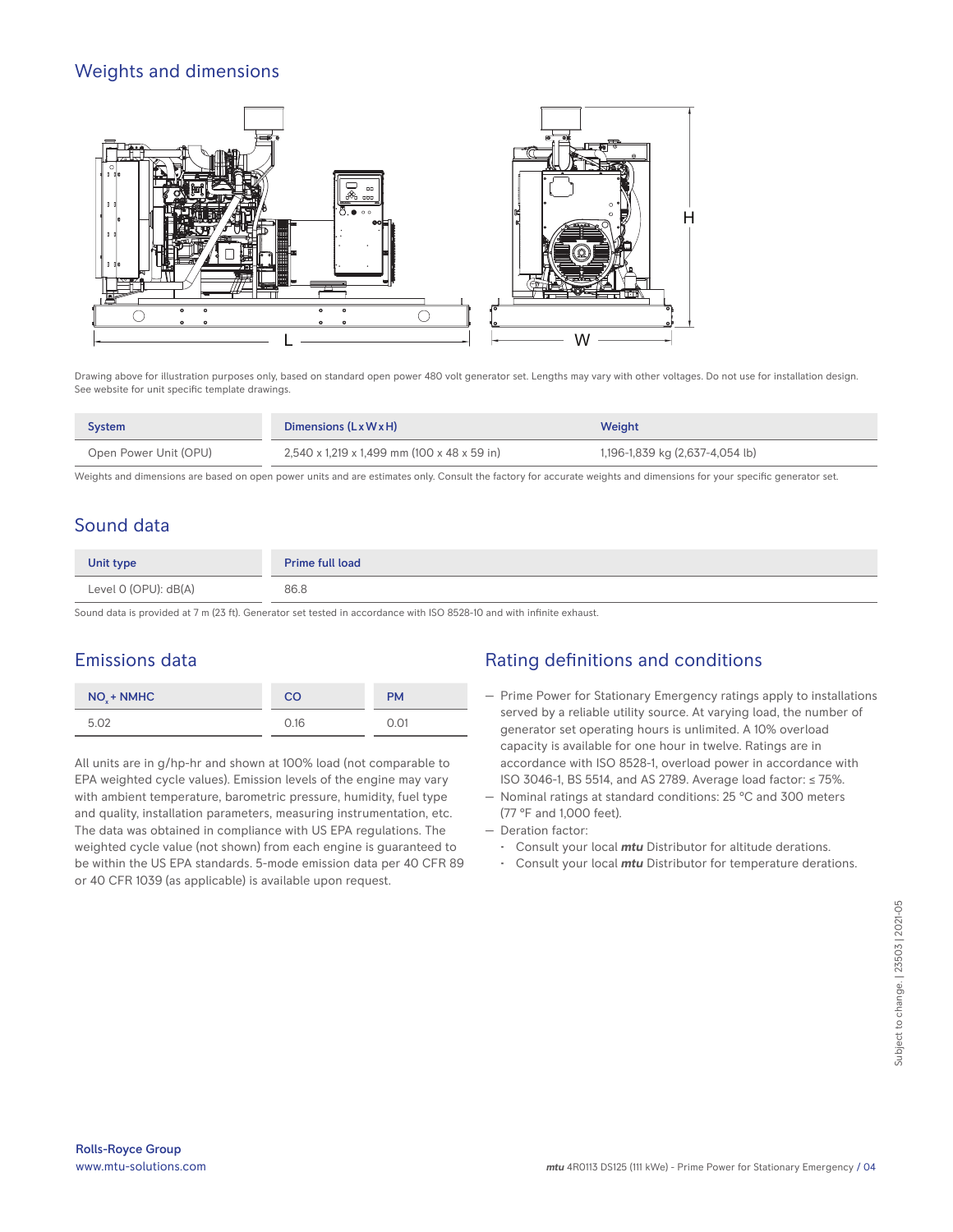## Weights and dimensions

L

W

H

Drawing above for illustration purposes only, based on standard open power 480 volt generator set. Lengths may vary with other voltages. Do not use for installation design. See website for unit specific template drawings.

| System | Dimensions (L x W x H) | Weight |
|---|---|---|
| Open Power Unit (OPU) | 2,540 x 1,219 x 1,499 mm (100 x 48 x 59 in) | 1,196-1,839 kg (2,637-4,054 lb) |

Weights and dimensions are based on open power units and are estimates only. Consult the factory for accurate weights and dimensions for your specific generator set.

## Sound data

| Unit type | Prime full load |
|---|---|
| Level 0 (OPU): dB(A) | 86.8 |

Sound data is provided at 7 m (23 ft). Generator set tested in accordance with ISO 8528-10 and with infinite exhaust.

## Emissions data

| $NO_x$ + NMHC | CO | PM |
|---|---|---|
| 5.02 | 0.16 | 0.01 |

All units are in g/hp-hr and shown at 100% load (not comparable to EPA weighted cycle values). Emission levels of the engine may vary with ambient temperature, barometric pressure, humidity, fuel type and quality, installation parameters, measuring instrumentation, etc. The data was obtained in compliance with US EPA regulations. The weighted cycle value (not shown) from each engine is guaranteed to be within the US EPA standards. 5-mode emission data per 40 CFR 89 or 40 CFR 1039 (as applicable) is available upon request.

## Rating definitions and conditions

- Prime Power for Stationary Emergency ratings apply to installations served by a reliable utility source. At varying load, the number of generator set operating hours is unlimited. A 10% overload capacity is available for one hour in twelve. Ratings are in accordance with ISO 8528-1, overload power in accordance with ISO 3046-1, BS 5514, and AS 2789. Average load factor: ≤ 75%.
- Nominal ratings at standard conditions: 25 °C and 300 meters (77 °F and 1,000 feet).
- Deration factor:
  - Consult your local ***mtu*** Distributor for altitude derations.
  - Consult your local ***mtu*** Distributor for temperature derations.

Subject to change. | 23503 | 2021-05

**Rolls-Royce Group**
www.mtu-solutions.com

***mtu*** 4R0113 DS125 (111 kWe) - Prime Power for Stationary Emergency